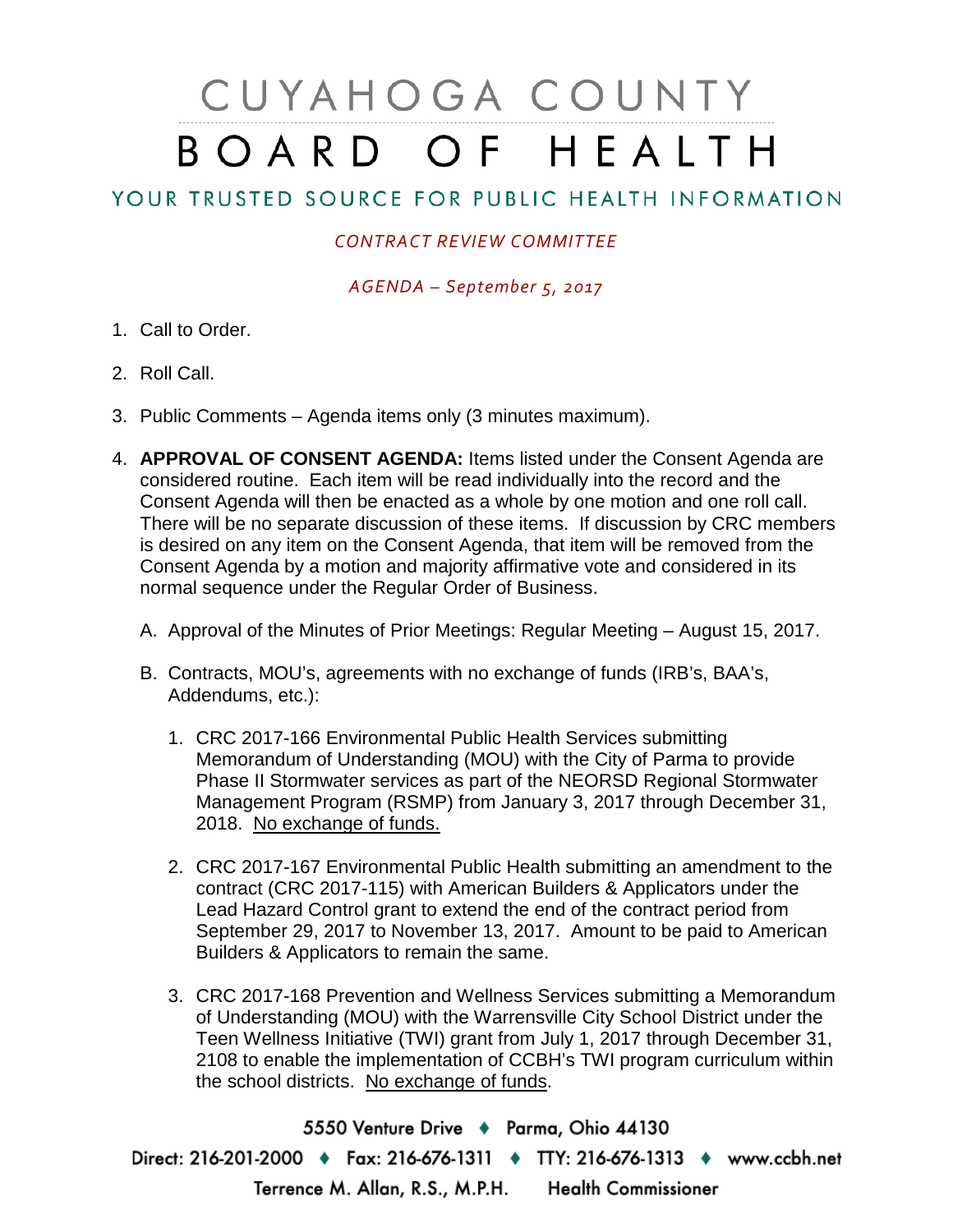# CUYAHOGA COUNTY BOARD OF HEALTH

## YOUR TRUSTED SOURCE FOR PUBLIC HEALTH INFORMATION

*CONTRACT REVIEW COMMITTEE*

*AGENDA – September 5, 2017*

1. Call to Order.

2. Roll Call.

3. Public Comments – Agenda items only (3 minutes maximum).

4. **APPROVAL OF CONSENT AGENDA:** Items listed under the Consent Agenda are considered routine. Each item will be read individually into the record and the Consent Agenda will then be enacted as a whole by one motion and one roll call. There will be no separate discussion of these items. If discussion by CRC members is desired on any item on the Consent Agenda, that item will be removed from the Consent Agenda by a motion and majority affirmative vote and considered in its normal sequence under the Regular Order of Business.

   A. Approval of the Minutes of Prior Meetings: Regular Meeting – August 15, 2017.

   B. Contracts, MOU's, agreements with no exchange of funds (IRB's, BAA's, Addendums, etc.):

      1. CRC 2017-166 Environmental Public Health Services submitting Memorandum of Understanding (MOU) with the City of Parma to provide Phase II Stormwater services as part of the NEORSD Regional Stormwater Management Program (RSMP) from January 3, 2017 through December 31, 2018. No exchange of funds.

      2. CRC 2017-167 Environmental Public Health submitting an amendment to the contract (CRC 2017-115) with American Builders & Applicators under the Lead Hazard Control grant to extend the end of the contract period from September 29, 2017 to November 13, 2017. Amount to be paid to American Builders & Applicators to remain the same.

      3. CRC 2017-168 Prevention and Wellness Services submitting a Memorandum of Understanding (MOU) with the Warrensville City School District under the Teen Wellness Initiative (TWI) grant from July 1, 2017 through December 31, 2108 to enable the implementation of CCBH's TWI program curriculum within the school districts. No exchange of funds.

5550 Venture Drive ♦ Parma, Ohio 44130

Direct: 216-201-2000 ♦ Fax: 216-676-1311 ♦ TTY: 216-676-1313 ♦ www.ccbh.net

Terrence M. Allan, R.S., M.P.H. Health Commissioner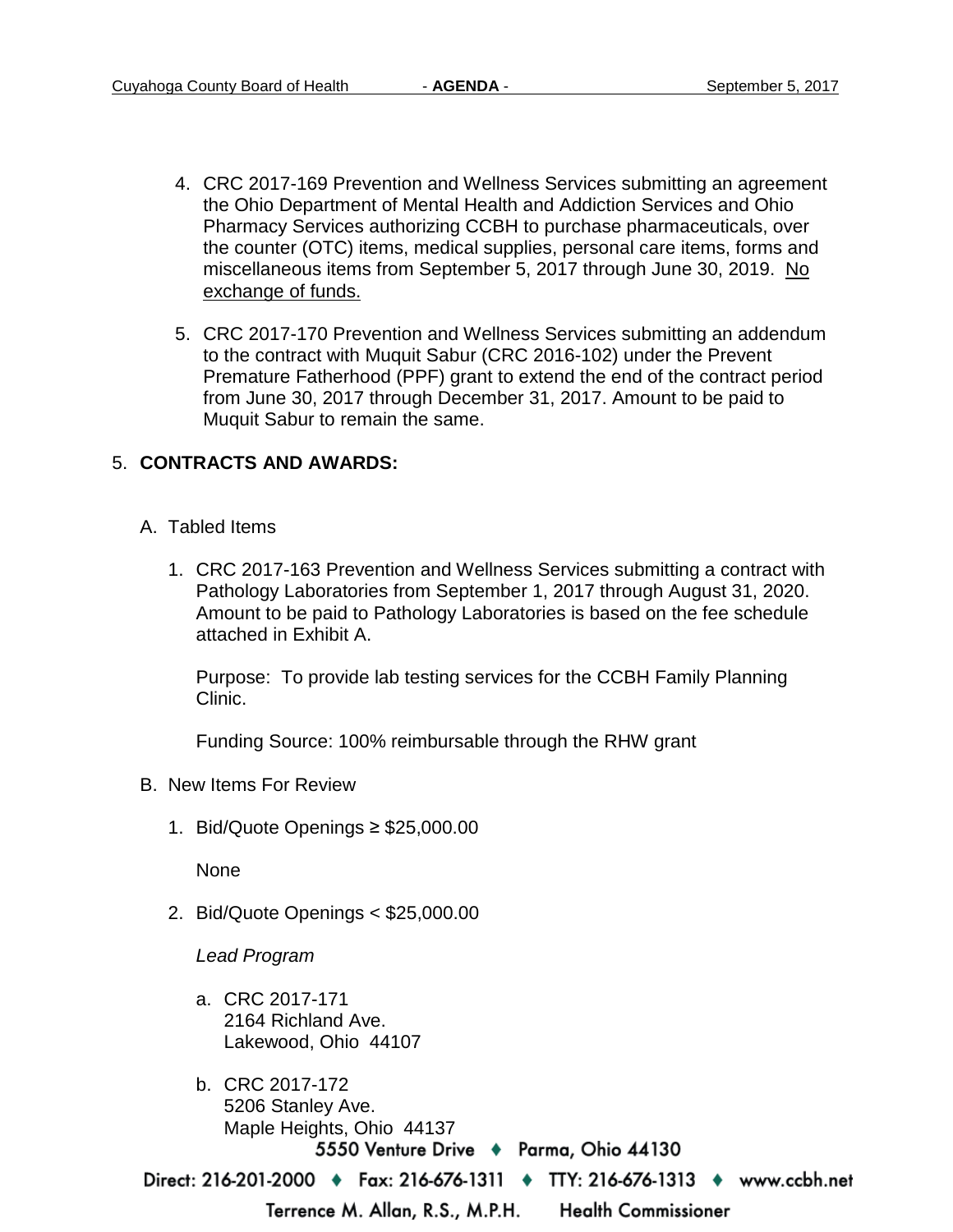4. CRC 2017-169 Prevention and Wellness Services submitting an agreement the Ohio Department of Mental Health and Addiction Services and Ohio Pharmacy Services authorizing CCBH to purchase pharmaceuticals, over the counter (OTC) items, medical supplies, personal care items, forms and miscellaneous items from September 5, 2017 through June 30, 2019. <u>No exchange of funds.</u>

5. CRC 2017-170 Prevention and Wellness Services submitting an addendum to the contract with Muquit Sabur (CRC 2016-102) under the Prevent Premature Fatherhood (PPF) grant to extend the end of the contract period from June 30, 2017 through December 31, 2017. Amount to be paid to Muquit Sabur to remain the same.

5. **CONTRACTS AND AWARDS:**

   A. Tabled Items

      1. CRC 2017-163 Prevention and Wellness Services submitting a contract with Pathology Laboratories from September 1, 2017 through August 31, 2020. Amount to be paid to Pathology Laboratories is based on the fee schedule attached in Exhibit A.

         Purpose: To provide lab testing services for the CCBH Family Planning Clinic.

         Funding Source: 100% reimbursable through the RHW grant

   B. New Items For Review

      1. Bid/Quote Openings ≥ $25,000.00

         None

      2. Bid/Quote Openings < $25,000.00

         *Lead Program*

         a. CRC 2017-171
            2164 Richland Ave.
            Lakewood, Ohio 44107

         b. CRC 2017-172
            5206 Stanley Ave.
            Maple Heights, Ohio 44137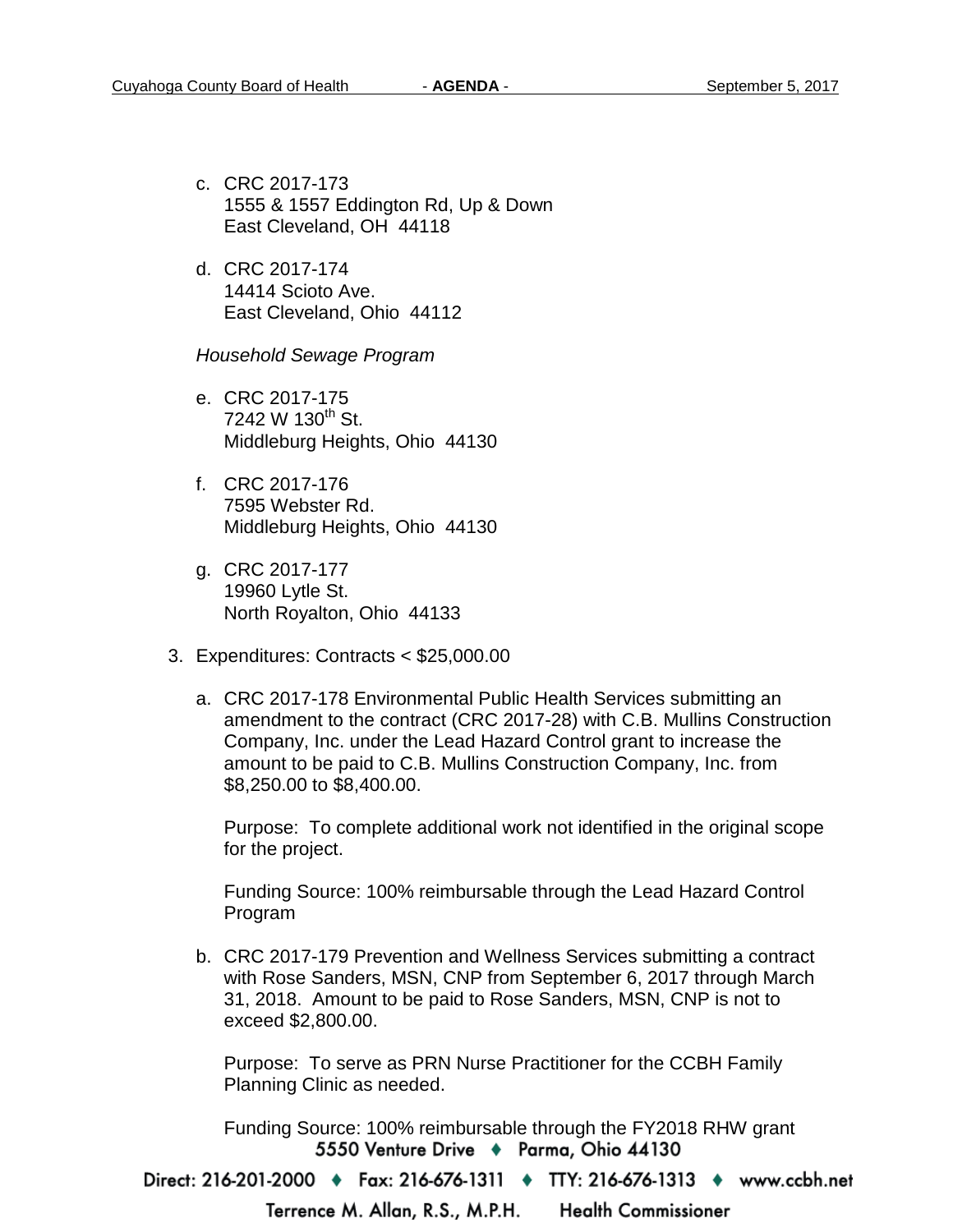c. CRC 2017-173
   1555 & 1557 Eddington Rd, Up & Down
   East Cleveland, OH 44118

d. CRC 2017-174
   14414 Scioto Ave.
   East Cleveland, Ohio 44112

*Household Sewage Program*

e. CRC 2017-175
   7242 W $130^{th}$ St.
   Middleburg Heights, Ohio 44130

f. CRC 2017-176
   7595 Webster Rd.
   Middleburg Heights, Ohio 44130

g. CRC 2017-177
   19960 Lytle St.
   North Royalton, Ohio 44133

3. Expenditures: Contracts < $25,000.00

   a. CRC 2017-178 Environmental Public Health Services submitting an amendment to the contract (CRC 2017-28) with C.B. Mullins Construction Company, Inc. under the Lead Hazard Control grant to increase the amount to be paid to C.B. Mullins Construction Company, Inc. from $8,250.00 to $8,400.00.

      Purpose: To complete additional work not identified in the original scope for the project.

      Funding Source: 100% reimbursable through the Lead Hazard Control Program

   b. CRC 2017-179 Prevention and Wellness Services submitting a contract with Rose Sanders, MSN, CNP from September 6, 2017 through March 31, 2018. Amount to be paid to Rose Sanders, MSN, CNP is not to exceed $2,800.00.

      Purpose: To serve as PRN Nurse Practitioner for the CCBH Family Planning Clinic as needed.

      Funding Source: 100% reimbursable through the FY2018 RHW grant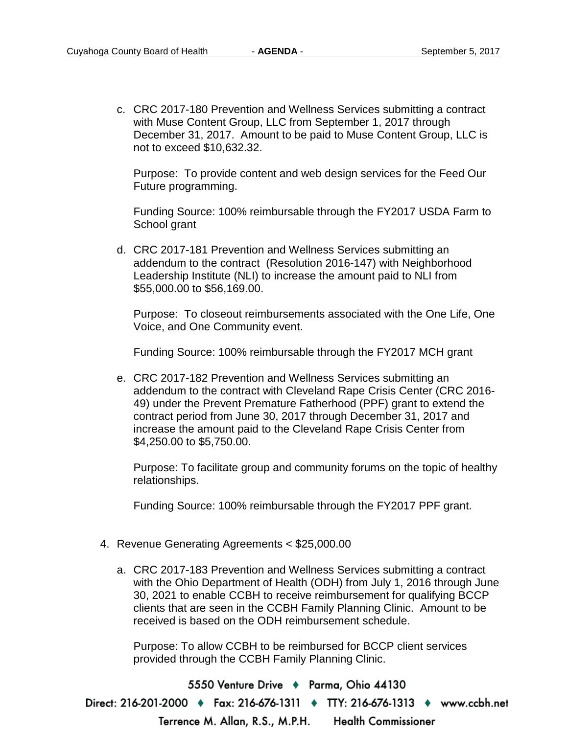c. CRC 2017-180 Prevention and Wellness Services submitting a contract with Muse Content Group, LLC from September 1, 2017 through December 31, 2017. Amount to be paid to Muse Content Group, LLC is not to exceed $10,632.32.

   Purpose: To provide content and web design services for the Feed Our Future programming.

   Funding Source: 100% reimbursable through the FY2017 USDA Farm to School grant

d. CRC 2017-181 Prevention and Wellness Services submitting an addendum to the contract (Resolution 2016-147) with Neighborhood Leadership Institute (NLI) to increase the amount paid to NLI from $55,000.00 to $56,169.00.

   Purpose: To closeout reimbursements associated with the One Life, One Voice, and One Community event.

   Funding Source: 100% reimbursable through the FY2017 MCH grant

e. CRC 2017-182 Prevention and Wellness Services submitting an addendum to the contract with Cleveland Rape Crisis Center (CRC 2016-49) under the Prevent Premature Fatherhood (PPF) grant to extend the contract period from June 30, 2017 through December 31, 2017 and increase the amount paid to the Cleveland Rape Crisis Center from $4,250.00 to $5,750.00.

   Purpose: To facilitate group and community forums on the topic of healthy relationships.

   Funding Source: 100% reimbursable through the FY2017 PPF grant.

4. Revenue Generating Agreements < $25,000.00

   a. CRC 2017-183 Prevention and Wellness Services submitting a contract with the Ohio Department of Health (ODH) from July 1, 2016 through June 30, 2021 to enable CCBH to receive reimbursement for qualifying BCCP clients that are seen in the CCBH Family Planning Clinic. Amount to be received is based on the ODH reimbursement schedule.

      Purpose: To allow CCBH to be reimbursed for BCCP client services provided through the CCBH Family Planning Clinic.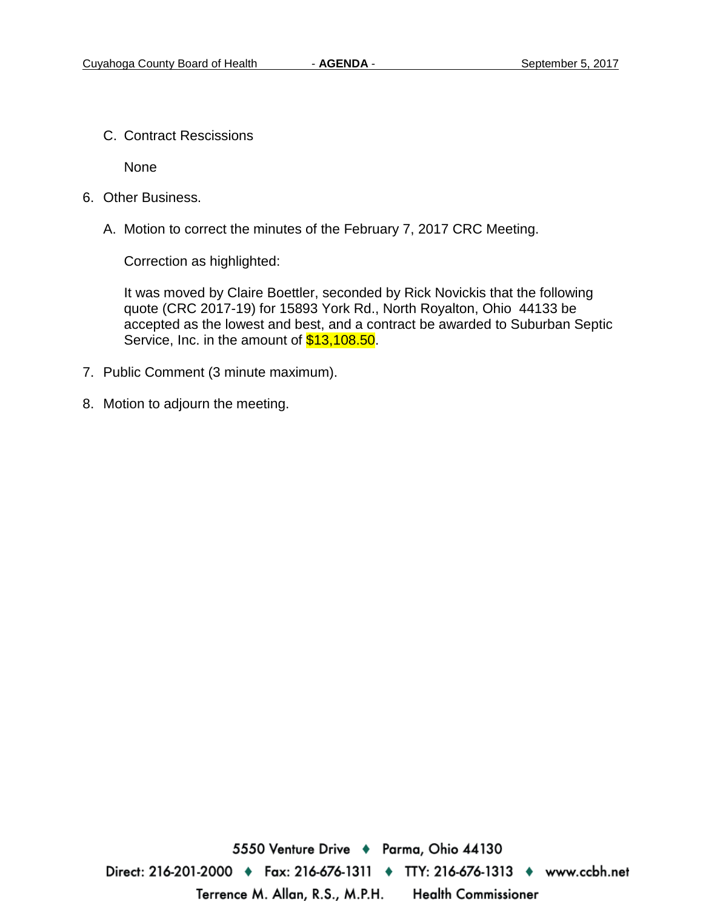C. Contract Rescissions

None

6. Other Business.

A. Motion to correct the minutes of the February 7, 2017 CRC Meeting.

Correction as highlighted:

It was moved by Claire Boettler, seconded by Rick Novickis that the following quote (CRC 2017-19) for 15893 York Rd., North Royalton, Ohio 44133 be accepted as the lowest and best, and a contract be awarded to Suburban Septic Service, Inc. in the amount of $13,108.50.

7. Public Comment (3 minute maximum).

8. Motion to adjourn the meeting.